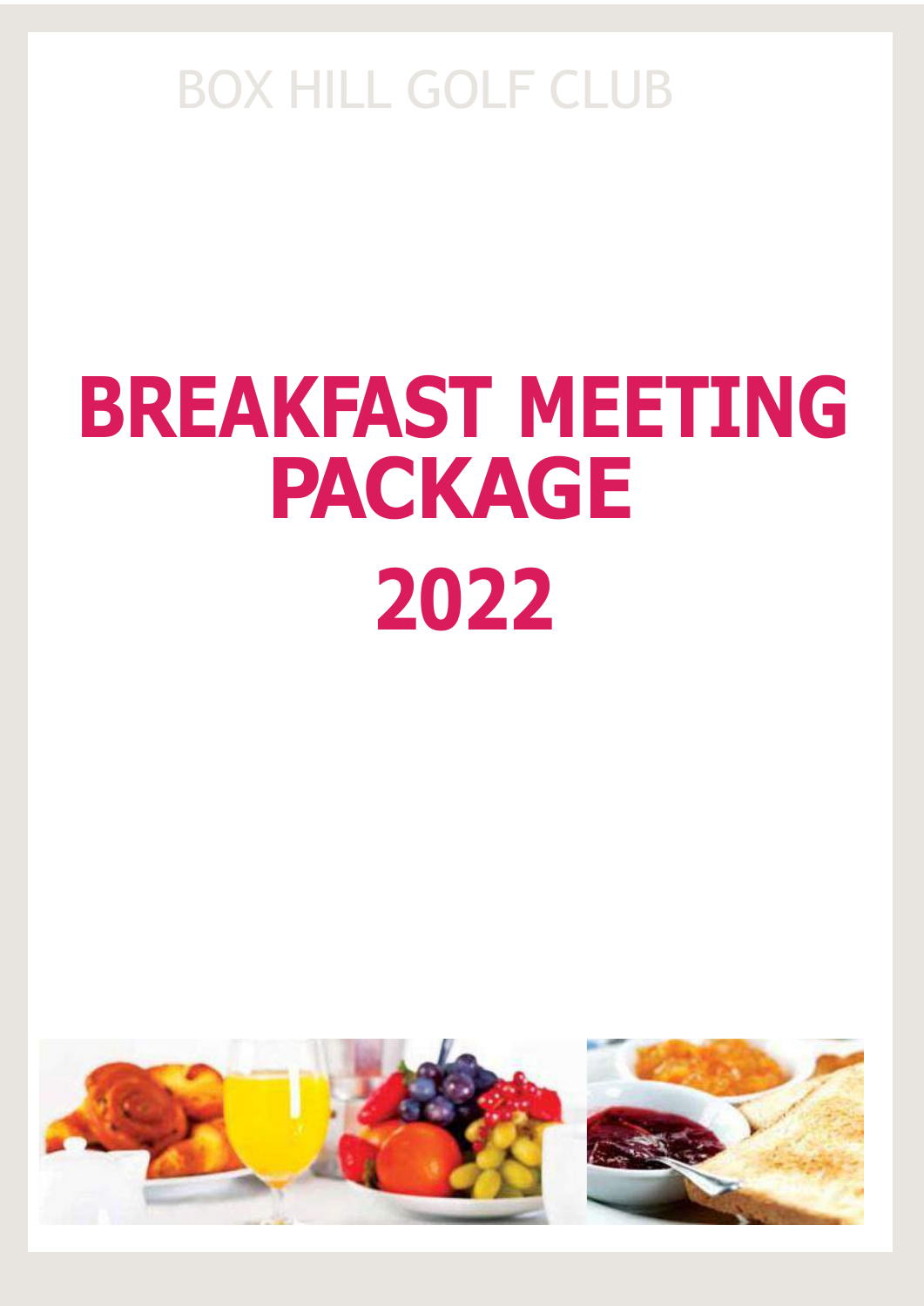BOX HILL GOLF CLUB

# BREAKFAST MEETING PACKAGE

# 2022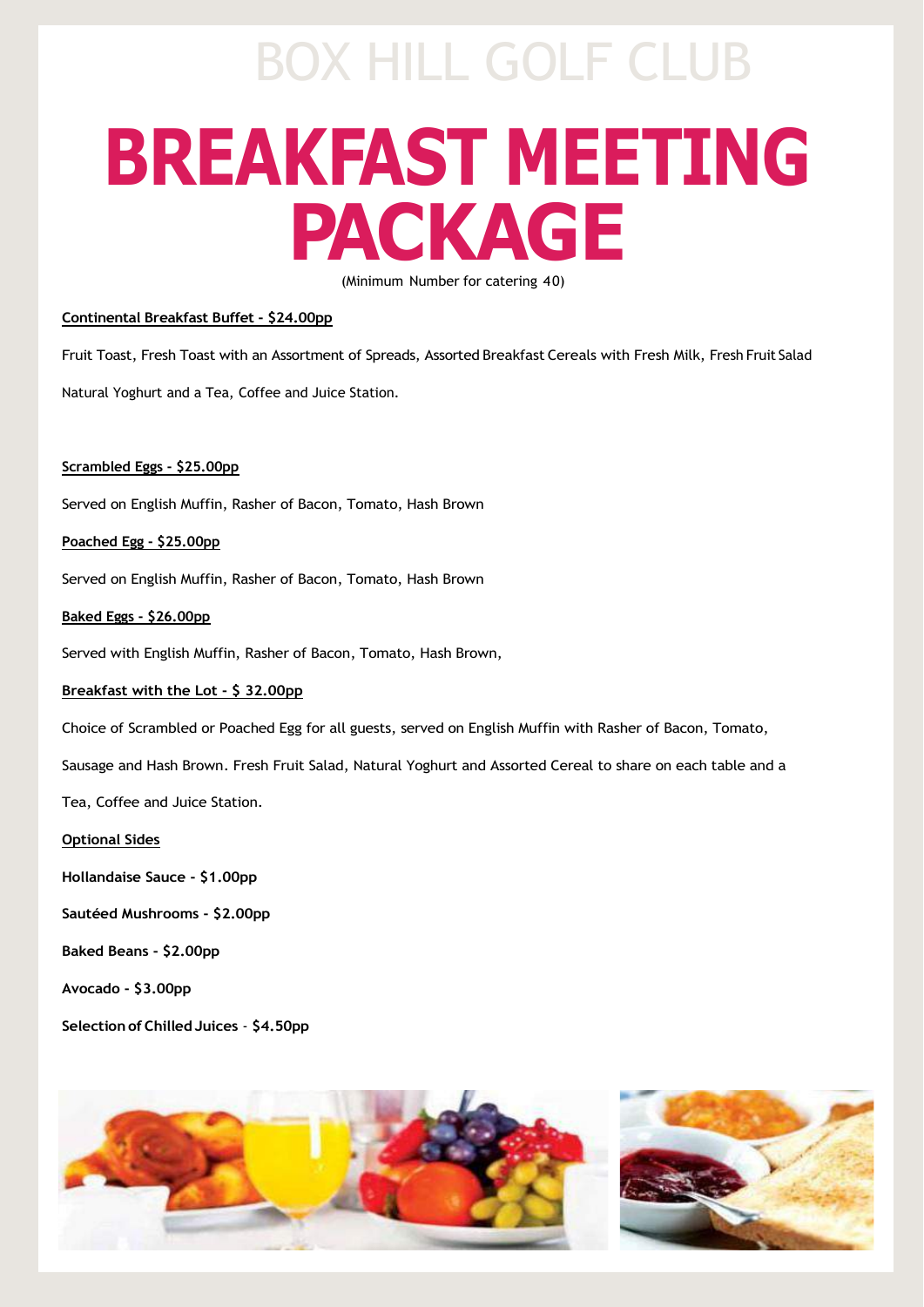BOX HILL GOLF CLUB

# BREAKFAST MEETING PACKAGE

(Minimum Number for catering 40)

**Continental Breakfast Buffet - $24.00pp**

Fruit Toast, Fresh Toast with an Assortment of Spreads, Assorted Breakfast Cereals with Fresh Milk, Fresh Fruit Salad

Natural Yoghurt and a Tea, Coffee and Juice Station.

**Scrambled Eggs - $25.00pp**

Served on English Muffin, Rasher of Bacon, Tomato, Hash Brown

**Poached Egg - $25.00pp**

Served on English Muffin, Rasher of Bacon, Tomato, Hash Brown

**Baked Eggs - $26.00pp**

Served with English Muffin, Rasher of Bacon, Tomato, Hash Brown,

**Breakfast with the Lot - $ 32.00pp**

Choice of Scrambled or Poached Egg for all guests, served on English Muffin with Rasher of Bacon, Tomato, Sausage and Hash Brown. Fresh Fruit Salad, Natural Yoghurt and Assorted Cereal to share on each table and a Tea, Coffee and Juice Station.

**Optional Sides**

**Hollandaise Sauce - $1.00pp**

**Sautéed Mushrooms - $2.00pp**

**Baked Beans - $2.00pp**

**Avocado - $3.00pp**

**Selection of Chilled Juices - $4.50pp**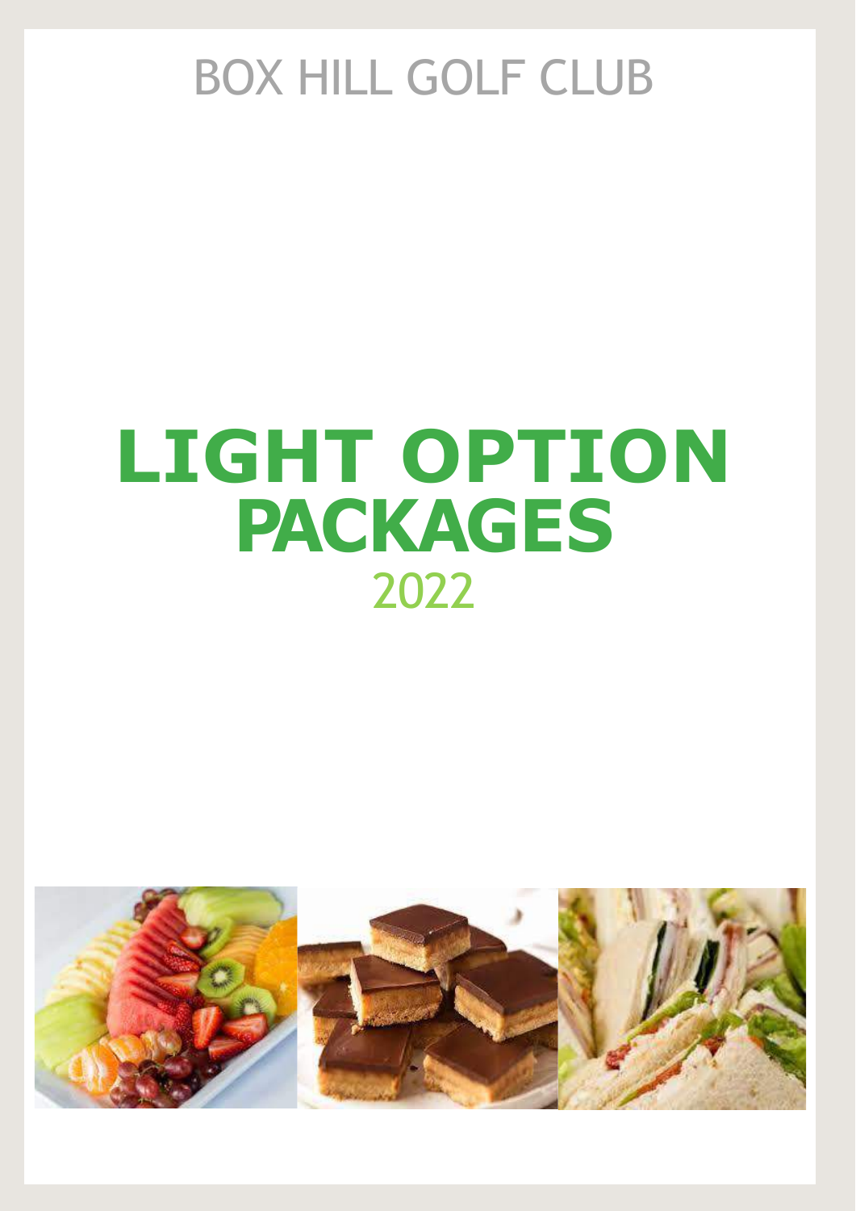BOX HILL GOLF CLUB

# LIGHT OPTION PACKAGES

2022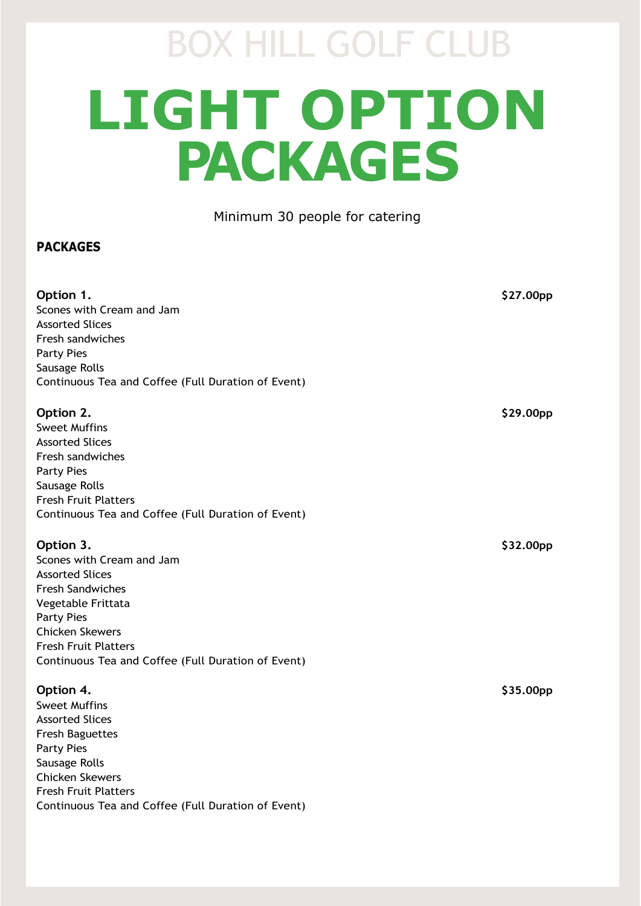BOX HILL GOLF CLUB

# LIGHT OPTION PACKAGES

Minimum 30 people for catering

**PACKAGES**

**Option 1.** **$27.00pp**

Scones with Cream and Jam
Assorted Slices
Fresh sandwiches
Party Pies
Sausage Rolls
Continuous Tea and Coffee (Full Duration of Event)

**Option 2.** **$29.00pp**

Sweet Muffins
Assorted Slices
Fresh sandwiches
Party Pies
Sausage Rolls
Fresh Fruit Platters
Continuous Tea and Coffee (Full Duration of Event)

**Option 3.** **$32.00pp**

Scones with Cream and Jam
Assorted Slices
Fresh Sandwiches
Vegetable Frittata
Party Pies
Chicken Skewers
Fresh Fruit Platters
Continuous Tea and Coffee (Full Duration of Event)

**Option 4.** **$35.00pp**

Sweet Muffins
Assorted Slices
Fresh Baguettes
Party Pies
Sausage Rolls
Chicken Skewers
Fresh Fruit Platters
Continuous Tea and Coffee (Full Duration of Event)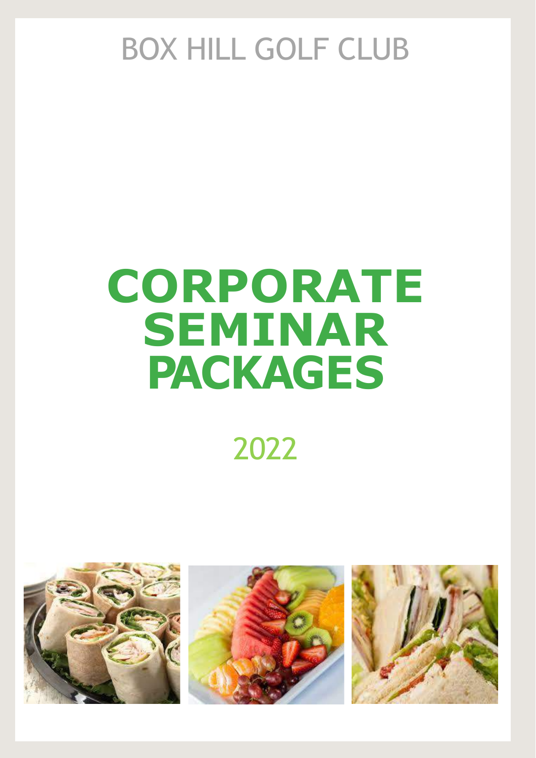BOX HILL GOLF CLUB

# CORPORATE SEMINAR PACKAGES

2022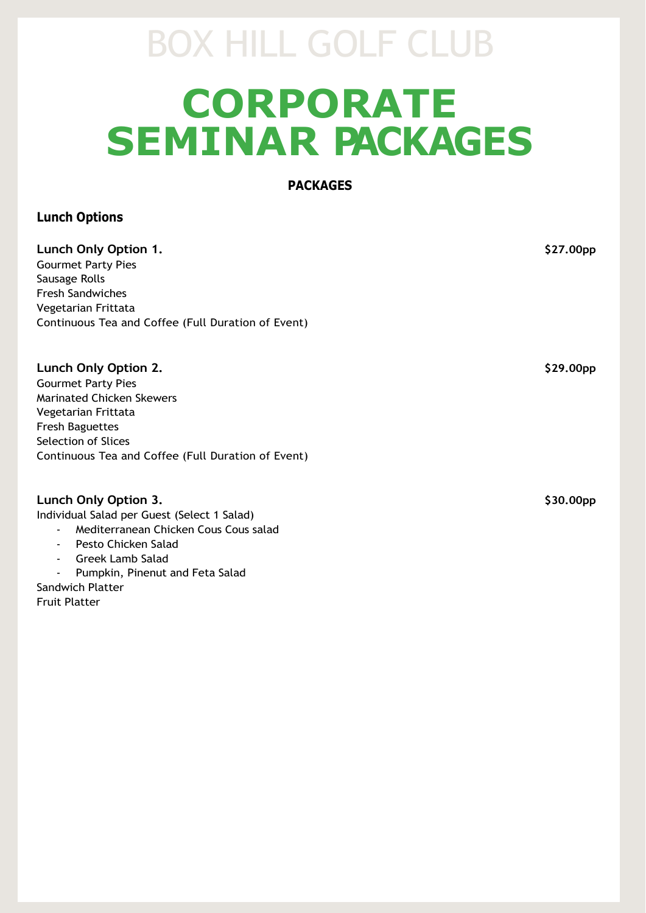BOX HILL GOLF CLUB

# CORPORATE SEMINAR PACKAGES

## PACKAGES

### Lunch Options

**Lunch Only Option 1.** **$27.00pp**

Gourmet Party Pies
Sausage Rolls
Fresh Sandwiches
Vegetarian Frittata
Continuous Tea and Coffee (Full Duration of Event)

**Lunch Only Option 2.** **$29.00pp**

Gourmet Party Pies
Marinated Chicken Skewers
Vegetarian Frittata
Fresh Baguettes
Selection of Slices
Continuous Tea and Coffee (Full Duration of Event)

**Lunch Only Option 3.** **$30.00pp**

Individual Salad per Guest (Select 1 Salad)

- Mediterranean Chicken Cous Cous salad
- Pesto Chicken Salad
- Greek Lamb Salad
- Pumpkin, Pinenut and Feta Salad

Sandwich Platter
Fruit Platter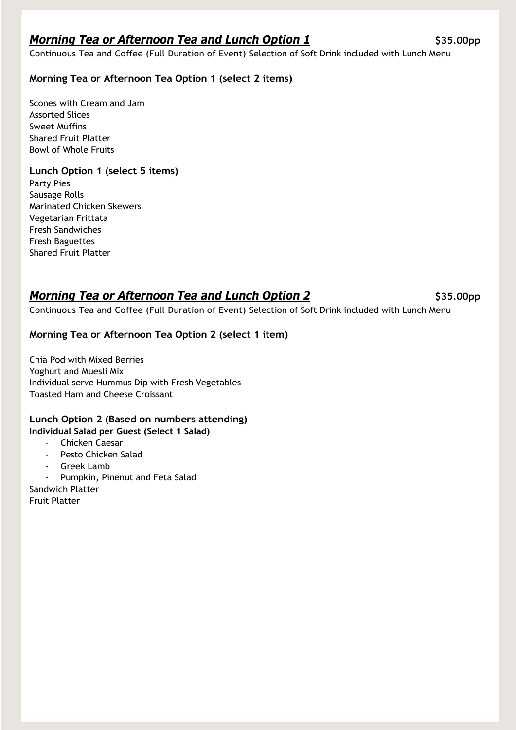## ***Morning Tea or Afternoon Tea and Lunch Option 1*** **$35.00pp**

Continuous Tea and Coffee (Full Duration of Event) Selection of Soft Drink included with Lunch Menu

**Morning Tea or Afternoon Tea Option 1 (select 2 items)**

Scones with Cream and Jam
Assorted Slices
Sweet Muffins
Shared Fruit Platter
Bowl of Whole Fruits

**Lunch Option 1 (select 5 items)**

Party Pies
Sausage Rolls
Marinated Chicken Skewers
Vegetarian Frittata
Fresh Sandwiches
Fresh Baguettes
Shared Fruit Platter

## ***Morning Tea or Afternoon Tea and Lunch Option 2*** **$35.00pp**

Continuous Tea and Coffee (Full Duration of Event) Selection of Soft Drink included with Lunch Menu

**Morning Tea or Afternoon Tea Option 2 (select 1 item)**

Chia Pod with Mixed Berries
Yoghurt and Muesli Mix
Individual serve Hummus Dip with Fresh Vegetables
Toasted Ham and Cheese Croissant

**Lunch Option 2 (Based on numbers attending)**

**Individual Salad per Guest (Select 1 Salad)**

- Chicken Caesar
- Pesto Chicken Salad
- Greek Lamb
- Pumpkin, Pinenut and Feta Salad

Sandwich Platter
Fruit Platter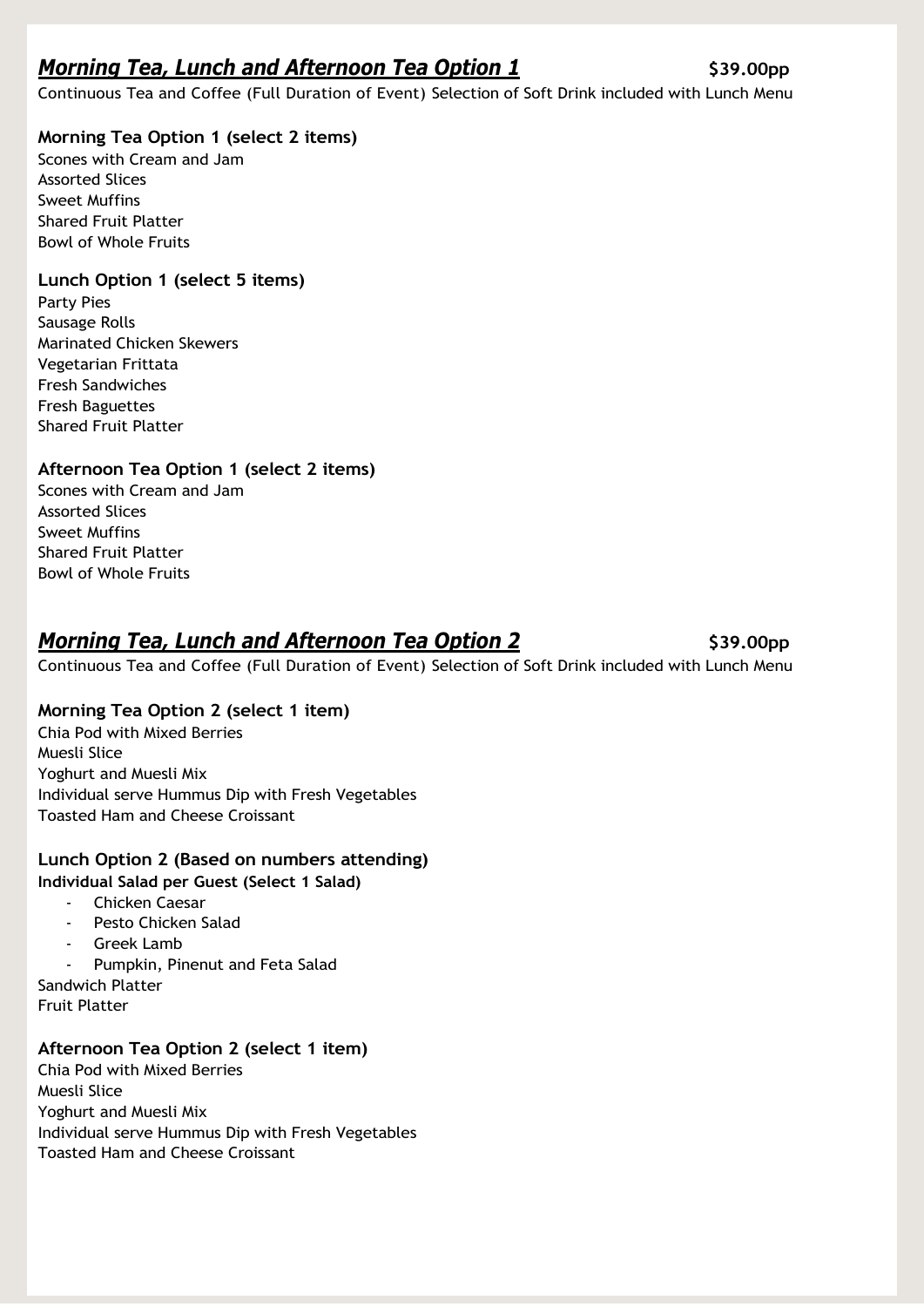## ***Morning Tea, Lunch and Afternoon Tea Option 1*** **$39.00pp**

Continuous Tea and Coffee (Full Duration of Event) Selection of Soft Drink included with Lunch Menu

**Morning Tea Option 1 (select 2 items)**

Scones with Cream and Jam
Assorted Slices
Sweet Muffins
Shared Fruit Platter
Bowl of Whole Fruits

**Lunch Option 1 (select 5 items)**

Party Pies
Sausage Rolls
Marinated Chicken Skewers
Vegetarian Frittata
Fresh Sandwiches
Fresh Baguettes
Shared Fruit Platter

**Afternoon Tea Option 1 (select 2 items)**

Scones with Cream and Jam
Assorted Slices
Sweet Muffins
Shared Fruit Platter
Bowl of Whole Fruits

## ***Morning Tea, Lunch and Afternoon Tea Option 2*** **$39.00pp**

Continuous Tea and Coffee (Full Duration of Event) Selection of Soft Drink included with Lunch Menu

**Morning Tea Option 2 (select 1 item)**

Chia Pod with Mixed Berries
Muesli Slice
Yoghurt and Muesli Mix
Individual serve Hummus Dip with Fresh Vegetables
Toasted Ham and Cheese Croissant

**Lunch Option 2 (Based on numbers attending)**

**Individual Salad per Guest (Select 1 Salad)**

- Chicken Caesar
- Pesto Chicken Salad
- Greek Lamb
- Pumpkin, Pinenut and Feta Salad

Sandwich Platter
Fruit Platter

**Afternoon Tea Option 2 (select 1 item)**

Chia Pod with Mixed Berries
Muesli Slice
Yoghurt and Muesli Mix
Individual serve Hummus Dip with Fresh Vegetables
Toasted Ham and Cheese Croissant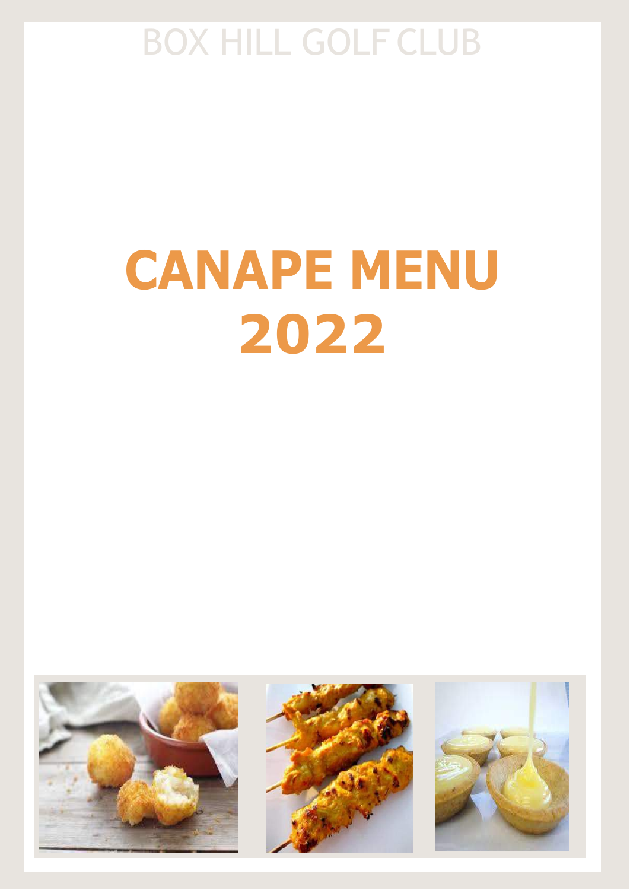BOX HILL GOLF CLUB

# CANAPE MENU 2022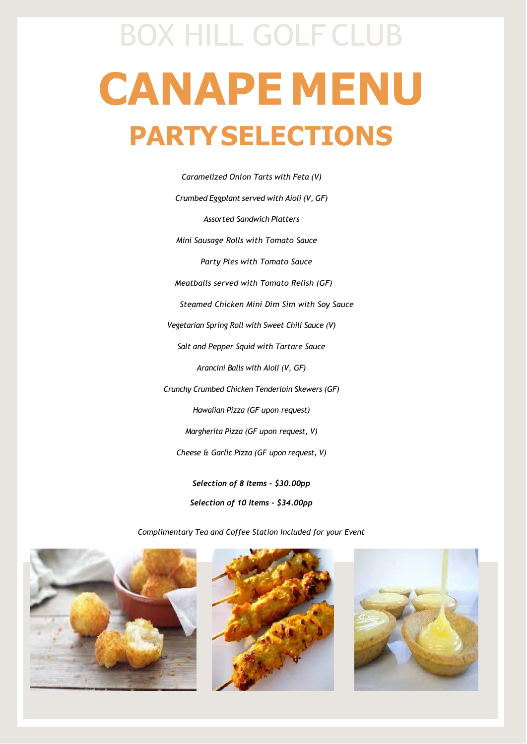# BOX HILL GOLF CLUB

# CANAPE MENU

## PARTY SELECTIONS

*Caramelized Onion Tarts with Feta (V)*

*Crumbed Eggplant served with Aioli (V, GF)*

*Assorted Sandwich Platters*

*Mini Sausage Rolls with Tomato Sauce*

*Party Pies with Tomato Sauce*

*Meatballs served with Tomato Relish (GF)*

*Steamed Chicken Mini Dim Sim with Soy Sauce*

*Vegetarian Spring Roll with Sweet Chili Sauce (V)*

*Salt and Pepper Squid with Tartare Sauce*

*Arancini Balls with Aioli (V, GF)*

*Crunchy Crumbed Chicken Tenderloin Skewers (GF)*

*Hawaiian Pizza (GF upon request)*

*Margherita Pizza (GF upon request, V)*

*Cheese & Garlic Pizza (GF upon request, V)*

***Selection of 8 Items - $30.00pp***

***Selection of 10 Items - $34.00pp***

*Complimentary Tea and Coffee Station Included for your Event*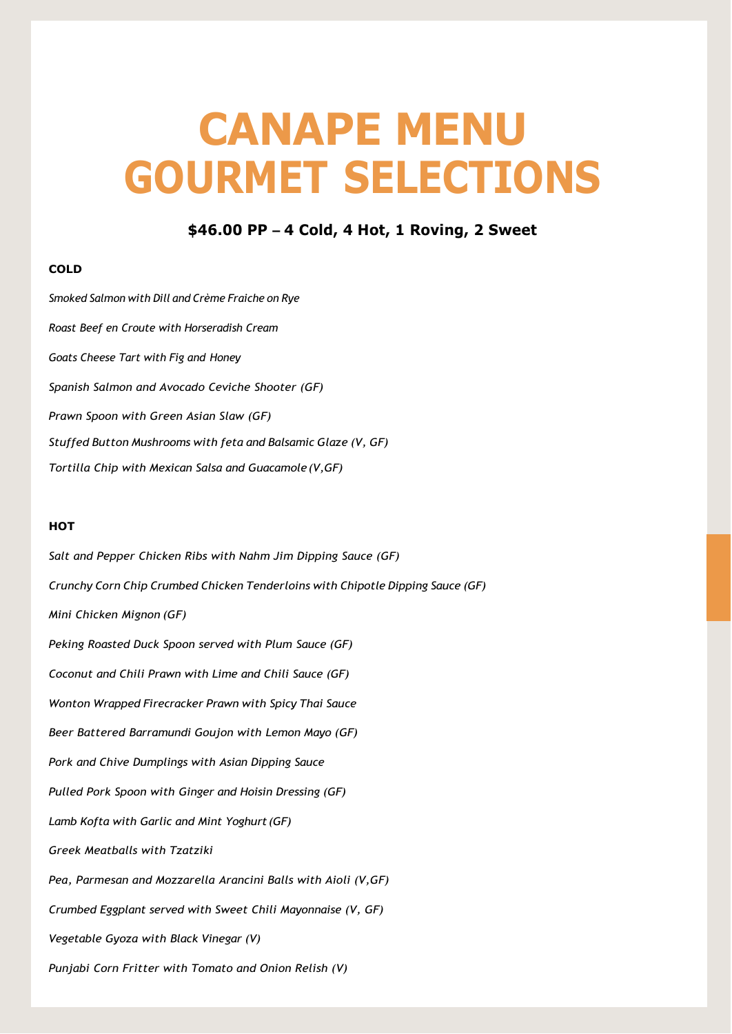# CANAPE MENU
# GOURMET SELECTIONS

### $46.00 PP – 4 Cold, 4 Hot, 1 Roving, 2 Sweet

**COLD**

*Smoked Salmon with Dill and Crème Fraiche on Rye*

*Roast Beef en Croute with Horseradish Cream*

*Goats Cheese Tart with Fig and Honey*

*Spanish Salmon and Avocado Ceviche Shooter (GF)*

*Prawn Spoon with Green Asian Slaw (GF)*

*Stuffed Button Mushrooms with feta and Balsamic Glaze (V, GF)*

*Tortilla Chip with Mexican Salsa and Guacamole (V,GF)*

**HOT**

*Salt and Pepper Chicken Ribs with Nahm Jim Dipping Sauce (GF)*

*Crunchy Corn Chip Crumbed Chicken Tenderloins with Chipotle Dipping Sauce (GF)*

*Mini Chicken Mignon (GF)*

*Peking Roasted Duck Spoon served with Plum Sauce (GF)*

*Coconut and Chili Prawn with Lime and Chili Sauce (GF)*

*Wonton Wrapped Firecracker Prawn with Spicy Thai Sauce*

*Beer Battered Barramundi Goujon with Lemon Mayo (GF)*

*Pork and Chive Dumplings with Asian Dipping Sauce*

*Pulled Pork Spoon with Ginger and Hoisin Dressing (GF)*

*Lamb Kofta with Garlic and Mint Yoghurt (GF)*

*Greek Meatballs with Tzatziki*

*Pea, Parmesan and Mozzarella Arancini Balls with Aioli (V,GF)*

*Crumbed Eggplant served with Sweet Chili Mayonnaise (V, GF)*

*Vegetable Gyoza with Black Vinegar (V)*

*Punjabi Corn Fritter with Tomato and Onion Relish (V)*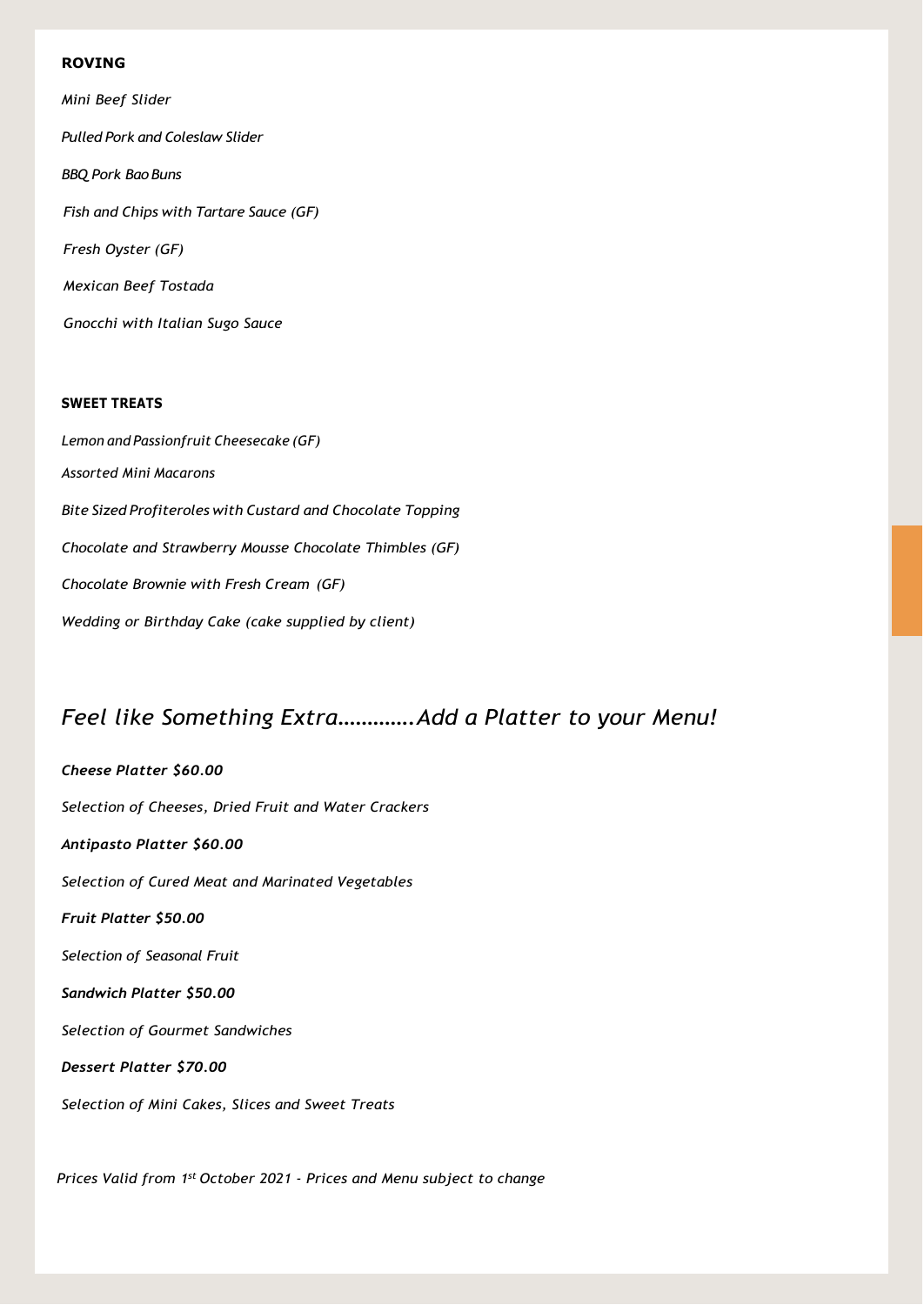## ROVING

*Mini Beef Slider*

*Pulled Pork and Coleslaw Slider*

*BBQ Pork Bao Buns*

*Fish and Chips with Tartare Sauce (GF)*

*Fresh Oyster (GF)*

*Mexican Beef Tostada*

*Gnocchi with Italian Sugo Sauce*

## SWEET TREATS

*Lemon and Passionfruit Cheesecake (GF)*

*Assorted Mini Macarons*

*Bite Sized Profiteroles with Custard and Chocolate Topping*

*Chocolate and Strawberry Mousse Chocolate Thimbles (GF)*

*Chocolate Brownie with Fresh Cream (GF)*

*Wedding or Birthday Cake (cake supplied by client)*

## *Feel like Something Extra………….Add a Platter to your Menu!*

***Cheese Platter $60.00***

*Selection of Cheeses, Dried Fruit and Water Crackers*

***Antipasto Platter $60.00***

*Selection of Cured Meat and Marinated Vegetables*

***Fruit Platter $50.00***

*Selection of Seasonal Fruit*

***Sandwich Platter $50.00***

*Selection of Gourmet Sandwiches*

***Dessert Platter $70.00***

*Selection of Mini Cakes, Slices and Sweet Treats*

*Prices Valid from 1st October 2021 - Prices and Menu subject to change*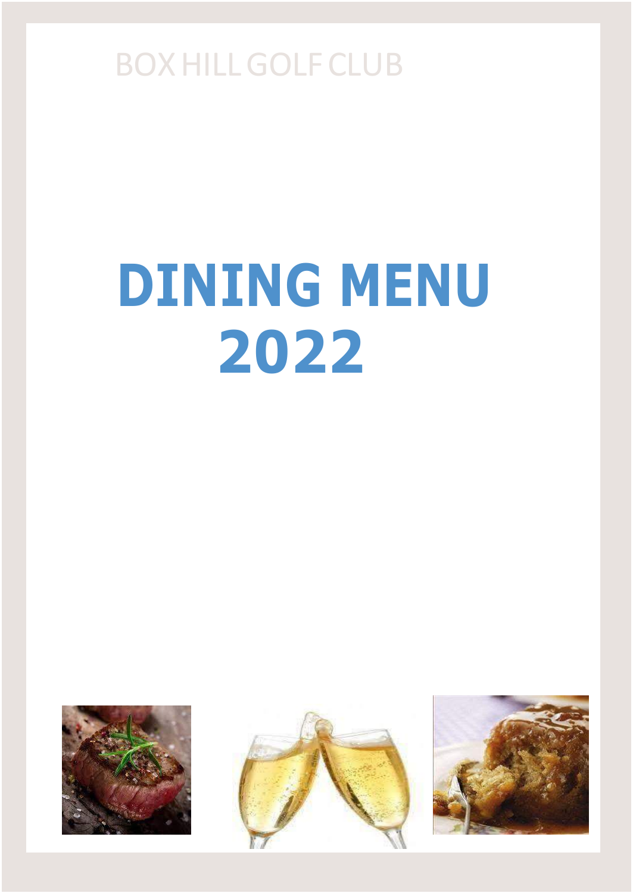BOX HILL GOLF CLUB

# DINING MENU 2022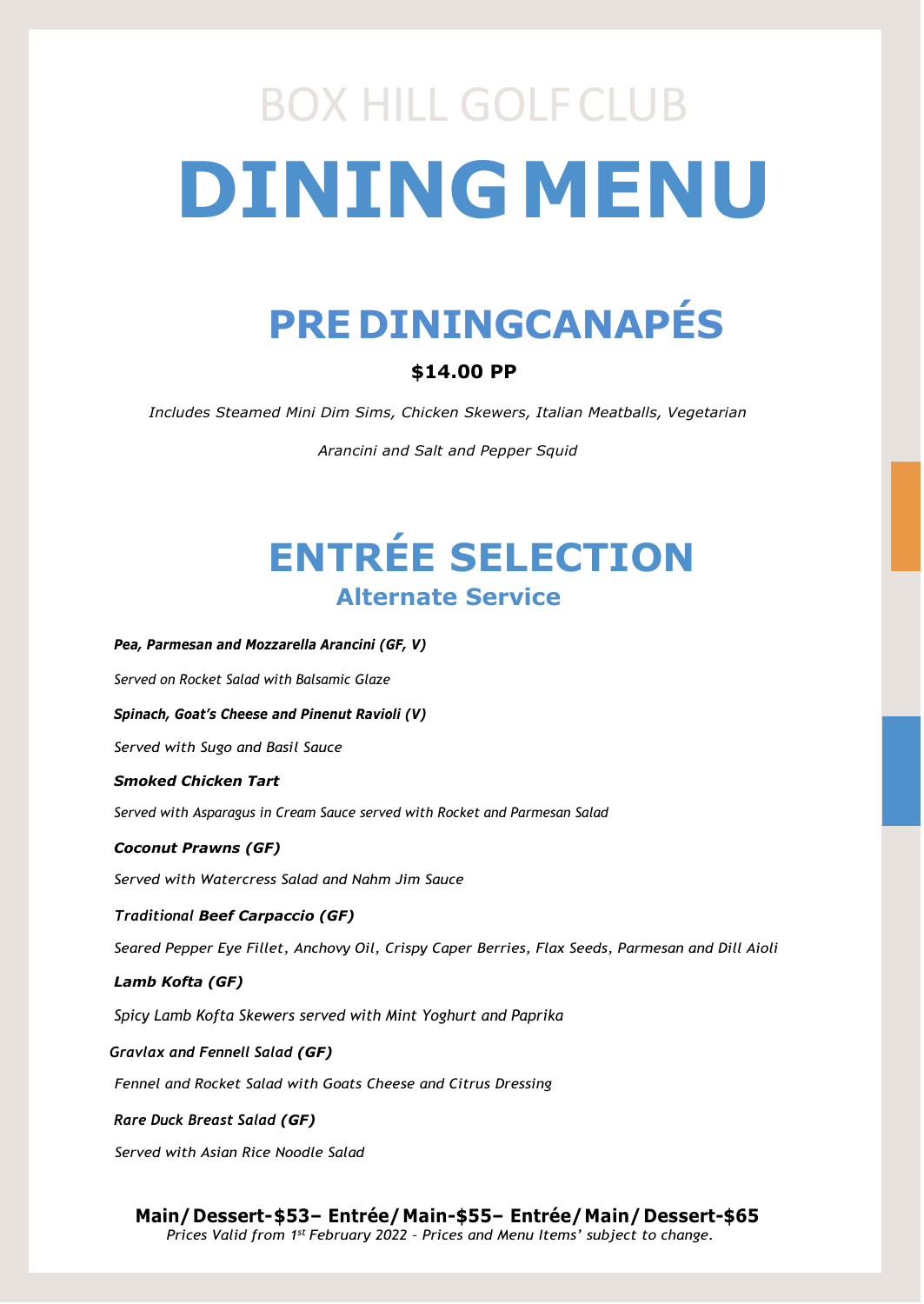BOX HILL GOLF CLUB

# DINING MENU

## PRE DINING CANAPÉS

**$14.00 PP**

*Includes Steamed Mini Dim Sims, Chicken Skewers, Italian Meatballs, Vegetarian Arancini and Salt and Pepper Squid*

## ENTRÉE SELECTION

### Alternate Service

***Pea, Parmesan and Mozzarella Arancini (GF, V)***

*Served on Rocket Salad with Balsamic Glaze*

***Spinach, Goat's Cheese and Pinenut Ravioli (V)***

*Served with Sugo and Basil Sauce*

***Smoked Chicken Tart***

*Served with Asparagus in Cream Sauce served with Rocket and Parmesan Salad*

***Coconut Prawns (GF)***

*Served with Watercress Salad and Nahm Jim Sauce*

*Traditional* ***Beef Carpaccio (GF)***

*Seared Pepper Eye Fillet, Anchovy Oil, Crispy Caper Berries, Flax Seeds, Parmesan and Dill Aioli*

***Lamb Kofta (GF)***

*Spicy Lamb Kofta Skewers served with Mint Yoghurt and Paprika*

***Gravlax and Fennell Salad (GF)***

*Fennel and Rocket Salad with Goats Cheese and Citrus Dressing*

***Rare Duck Breast Salad (GF)***

*Served with Asian Rice Noodle Salad*

**Main/ Dessert-$53– Entrée/ Main-$55– Entrée/ Main/ Dessert-$65**

*Prices Valid from 1st February 2022 - Prices and Menu Items' subject to change.*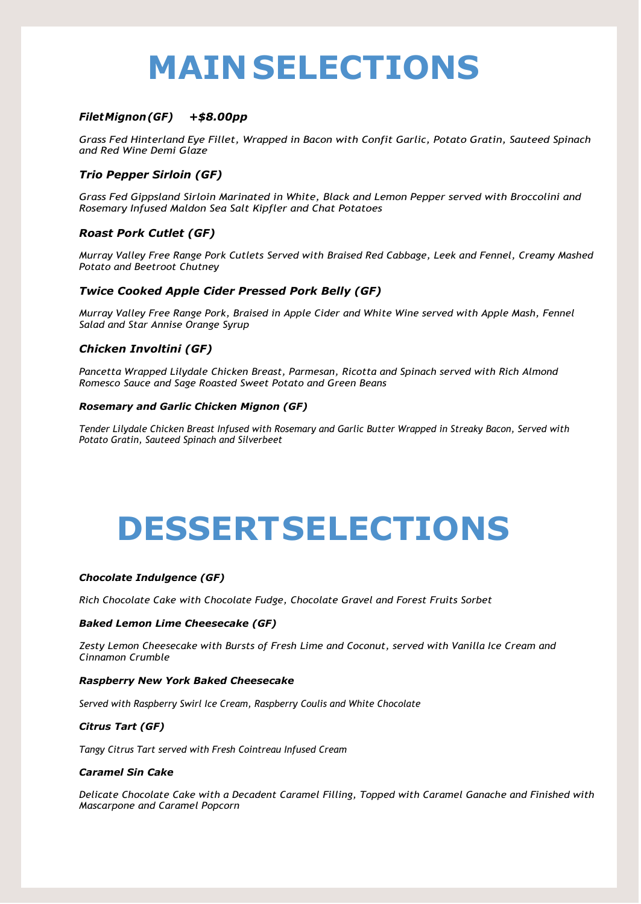# MAIN SELECTIONS

### *Filet Mignon (GF) +$8.00pp*

*Grass Fed Hinterland Eye Fillet, Wrapped in Bacon with Confit Garlic, Potato Gratin, Sauteed Spinach and Red Wine Demi Glaze*

### *Trio Pepper Sirloin (GF)*

*Grass Fed Gippsland Sirloin Marinated in White, Black and Lemon Pepper served with Broccolini and Rosemary Infused Maldon Sea Salt Kipfler and Chat Potatoes*

### *Roast Pork Cutlet (GF)*

*Murray Valley Free Range Pork Cutlets Served with Braised Red Cabbage, Leek and Fennel, Creamy Mashed Potato and Beetroot Chutney*

### *Twice Cooked Apple Cider Pressed Pork Belly (GF)*

*Murray Valley Free Range Pork, Braised in Apple Cider and White Wine served with Apple Mash, Fennel Salad and Star Annise Orange Syrup*

### *Chicken Involtini (GF)*

*Pancetta Wrapped Lilydale Chicken Breast, Parmesan, Ricotta and Spinach served with Rich Almond Romesco Sauce and Sage Roasted Sweet Potato and Green Beans*

### *Rosemary and Garlic Chicken Mignon (GF)*

*Tender Lilydale Chicken Breast Infused with Rosemary and Garlic Butter Wrapped in Streaky Bacon, Served with Potato Gratin, Sauteed Spinach and Silverbeet*

# DESSERT SELECTIONS

### *Chocolate Indulgence (GF)*

*Rich Chocolate Cake with Chocolate Fudge, Chocolate Gravel and Forest Fruits Sorbet*

### *Baked Lemon Lime Cheesecake (GF)*

*Zesty Lemon Cheesecake with Bursts of Fresh Lime and Coconut, served with Vanilla Ice Cream and Cinnamon Crumble*

### *Raspberry New York Baked Cheesecake*

*Served with Raspberry Swirl Ice Cream, Raspberry Coulis and White Chocolate*

### *Citrus Tart (GF)*

*Tangy Citrus Tart served with Fresh Cointreau Infused Cream*

### *Caramel Sin Cake*

*Delicate Chocolate Cake with a Decadent Caramel Filling, Topped with Caramel Ganache and Finished with Mascarpone and Caramel Popcorn*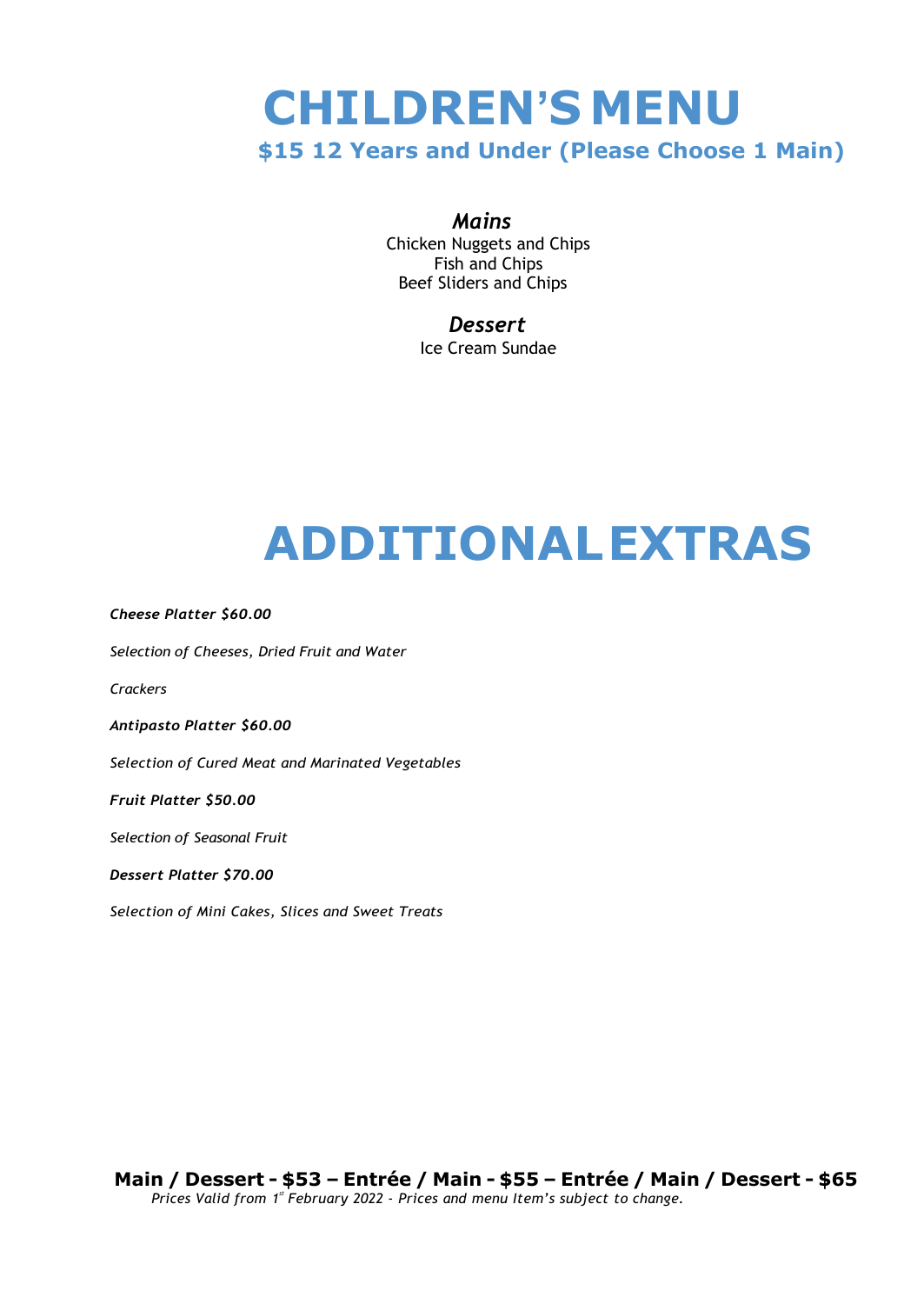# CHILDREN'S MENU

## $15 12 Years and Under (Please Choose 1 Main)

*Mains*

Chicken Nuggets and Chips
Fish and Chips
Beef Sliders and Chips

*Dessert*

Ice Cream Sundae

# ADDITIONAL EXTRAS

***Cheese Platter $60.00***

*Selection of Cheeses, Dried Fruit and Water*

*Crackers*

***Antipasto Platter $60.00***

*Selection of Cured Meat and Marinated Vegetables*

***Fruit Platter $50.00***

*Selection of Seasonal Fruit*

***Dessert Platter $70.00***

*Selection of Mini Cakes, Slices and Sweet Treats*

**Main / Dessert - $53 – Entrée / Main - $55 – Entrée / Main / Dessert - $65**

*Prices Valid from 1st February 2022 - Prices and menu Item's subject to change.*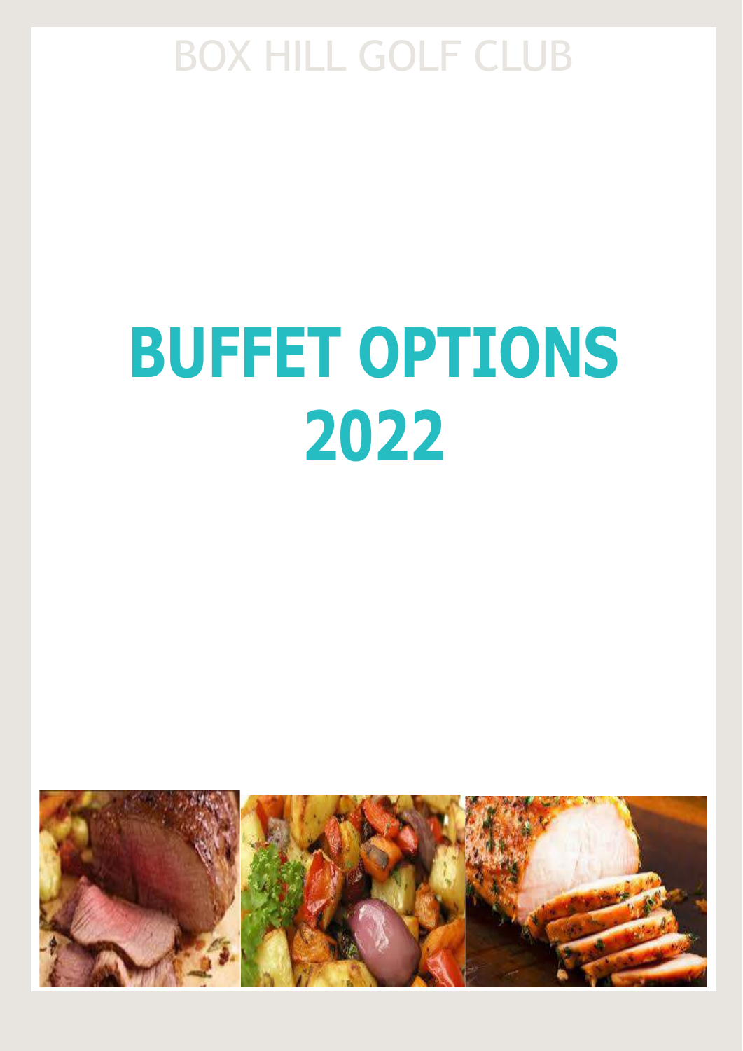BOX HILL GOLF CLUB

# BUFFET OPTIONS 2022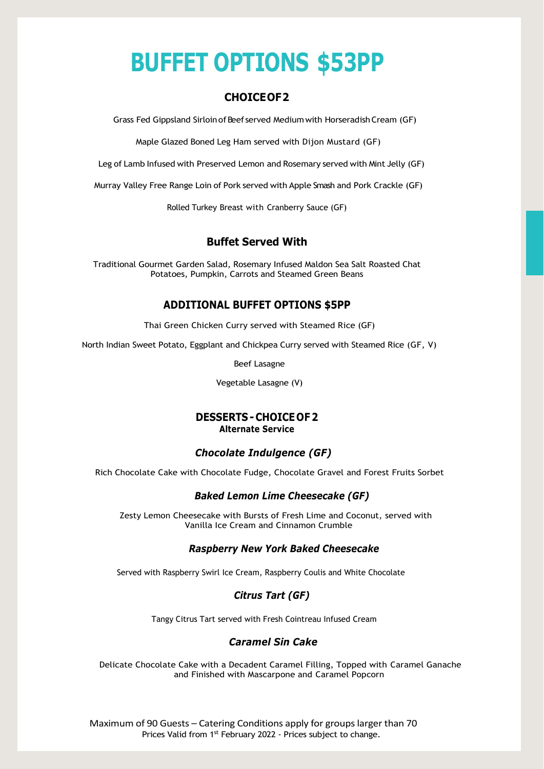# BUFFET OPTIONS $53PP

## CHOICE OF 2

Grass Fed Gippsland Sirloin of Beef served Medium with Horseradish Cream (GF)

Maple Glazed Boned Leg Ham served with Dijon Mustard (GF)

Leg of Lamb Infused with Preserved Lemon and Rosemary served with Mint Jelly (GF)

Murray Valley Free Range Loin of Pork served with Apple Smash and Pork Crackle (GF)

Rolled Turkey Breast with Cranberry Sauce (GF)

## Buffet Served With

Traditional Gourmet Garden Salad, Rosemary Infused Maldon Sea Salt Roasted Chat Potatoes, Pumpkin, Carrots and Steamed Green Beans

## ADDITIONAL BUFFET OPTIONS $5PP

Thai Green Chicken Curry served with Steamed Rice (GF)

North Indian Sweet Potato, Eggplant and Chickpea Curry served with Steamed Rice (GF, V)

Beef Lasagne

Vegetable Lasagne (V)

## DESSERTS - CHOICE OF 2

**Alternate Service**

### *Chocolate Indulgence (GF)*

Rich Chocolate Cake with Chocolate Fudge, Chocolate Gravel and Forest Fruits Sorbet

### *Baked Lemon Lime Cheesecake (GF)*

Zesty Lemon Cheesecake with Bursts of Fresh Lime and Coconut, served with Vanilla Ice Cream and Cinnamon Crumble

### *Raspberry New York Baked Cheesecake*

Served with Raspberry Swirl Ice Cream, Raspberry Coulis and White Chocolate

### *Citrus Tart (GF)*

Tangy Citrus Tart served with Fresh Cointreau Infused Cream

### *Caramel Sin Cake*

Delicate Chocolate Cake with a Decadent Caramel Filling, Topped with Caramel Ganache and Finished with Mascarpone and Caramel Popcorn

Maximum of 90 Guests – Catering Conditions apply for groups larger than 70

Prices Valid from 1st February 2022 - Prices subject to change.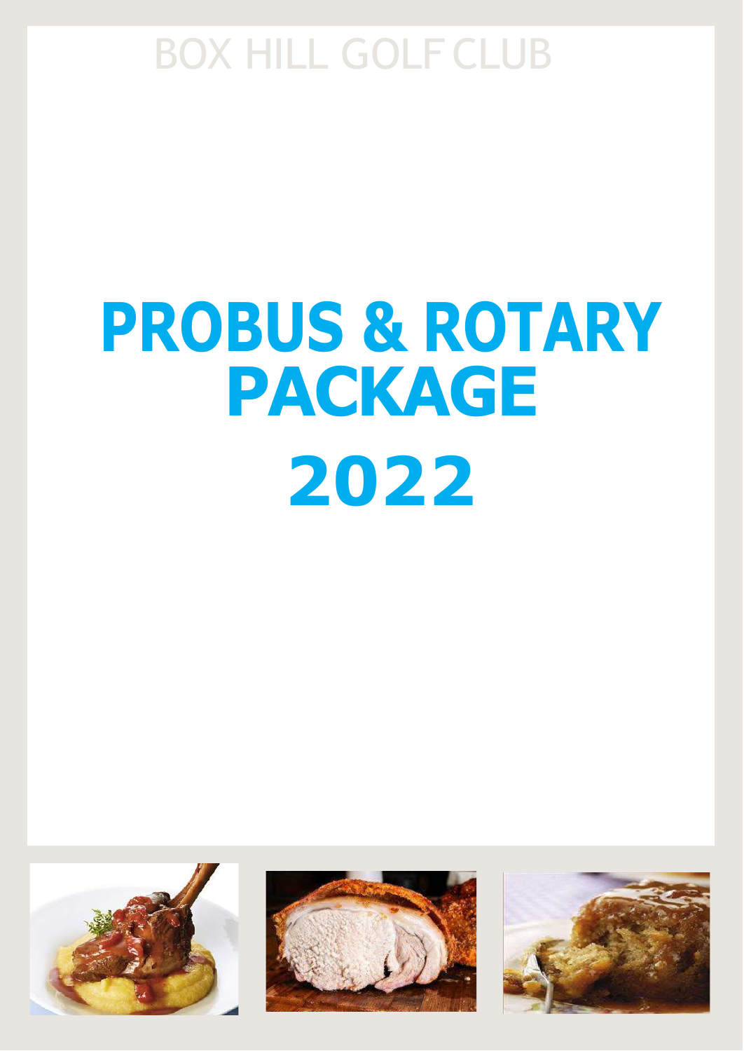BOX HILL GOLF CLUB

# PROBUS & ROTARY PACKAGE

# 2022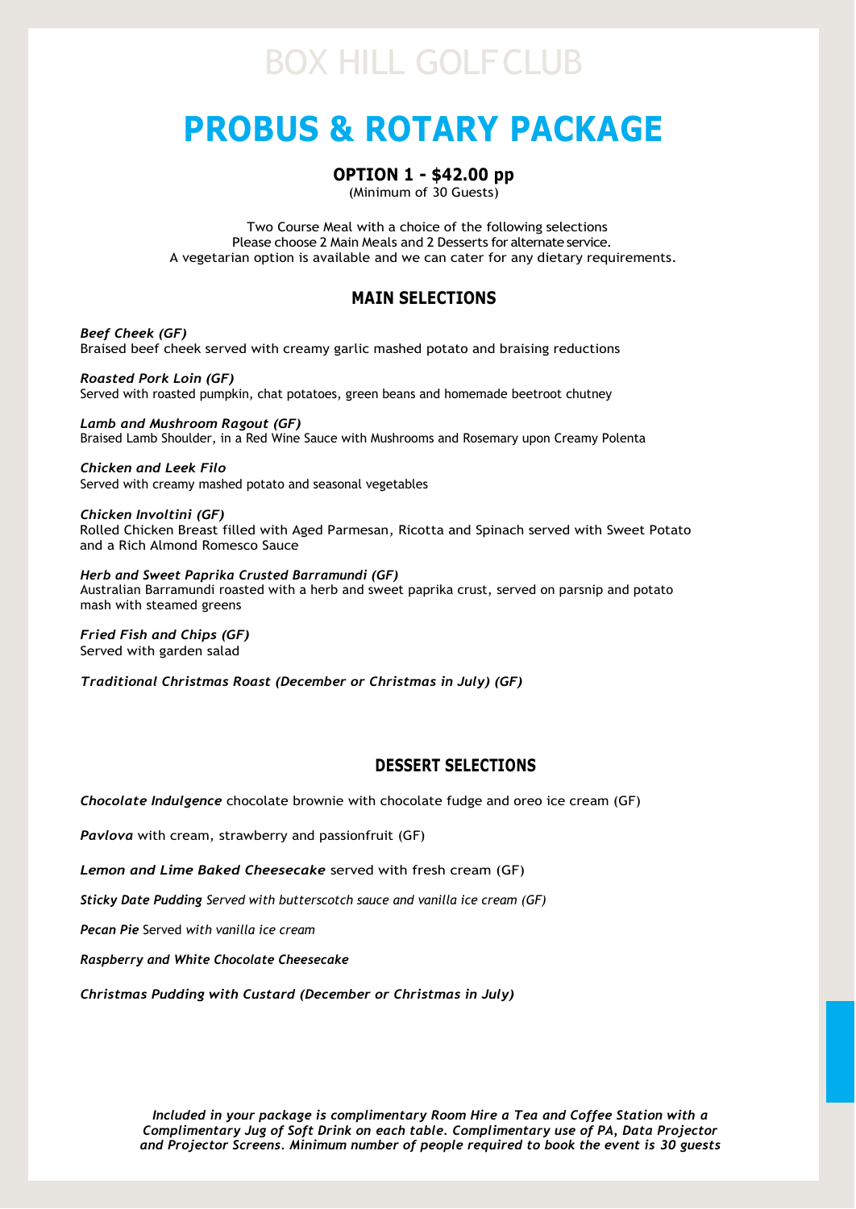BOX HILL GOLF CLUB

# PROBUS & ROTARY PACKAGE

### OPTION 1 - $42.00 pp

(Minimum of 30 Guests)

Two Course Meal with a choice of the following selections
Please choose 2 Main Meals and 2 Desserts for alternate service.
A vegetarian option is available and we can cater for any dietary requirements.

## MAIN SELECTIONS

***Beef Cheek (GF)***
Braised beef cheek served with creamy garlic mashed potato and braising reductions

***Roasted Pork Loin (GF)***
Served with roasted pumpkin, chat potatoes, green beans and homemade beetroot chutney

***Lamb and Mushroom Ragout (GF)***
Braised Lamb Shoulder, in a Red Wine Sauce with Mushrooms and Rosemary upon Creamy Polenta

***Chicken and Leek Filo***
Served with creamy mashed potato and seasonal vegetables

***Chicken Involtini (GF)***
Rolled Chicken Breast filled with Aged Parmesan, Ricotta and Spinach served with Sweet Potato and a Rich Almond Romesco Sauce

***Herb and Sweet Paprika Crusted Barramundi (GF)***
Australian Barramundi roasted with a herb and sweet paprika crust, served on parsnip and potato mash with steamed greens

***Fried Fish and Chips (GF)***
Served with garden salad

***Traditional Christmas Roast (December or Christmas in July) (GF)***

## DESSERT SELECTIONS

***Chocolate Indulgence*** chocolate brownie with chocolate fudge and oreo ice cream (GF)

***Pavlova*** with cream, strawberry and passionfruit (GF)

***Lemon and Lime Baked Cheesecake*** served with fresh cream (GF)

***Sticky Date Pudding*** *Served with butterscotch sauce and vanilla ice cream (GF)*

***Pecan Pie*** Served *with vanilla ice cream*

***Raspberry and White Chocolate Cheesecake***

***Christmas Pudding with Custard (December or Christmas in July)***

***Included in your package is complimentary Room Hire a Tea and Coffee Station with a Complimentary Jug of Soft Drink on each table. Complimentary use of PA, Data Projector and Projector Screens. Minimum number of people required to book the event is 30 guests***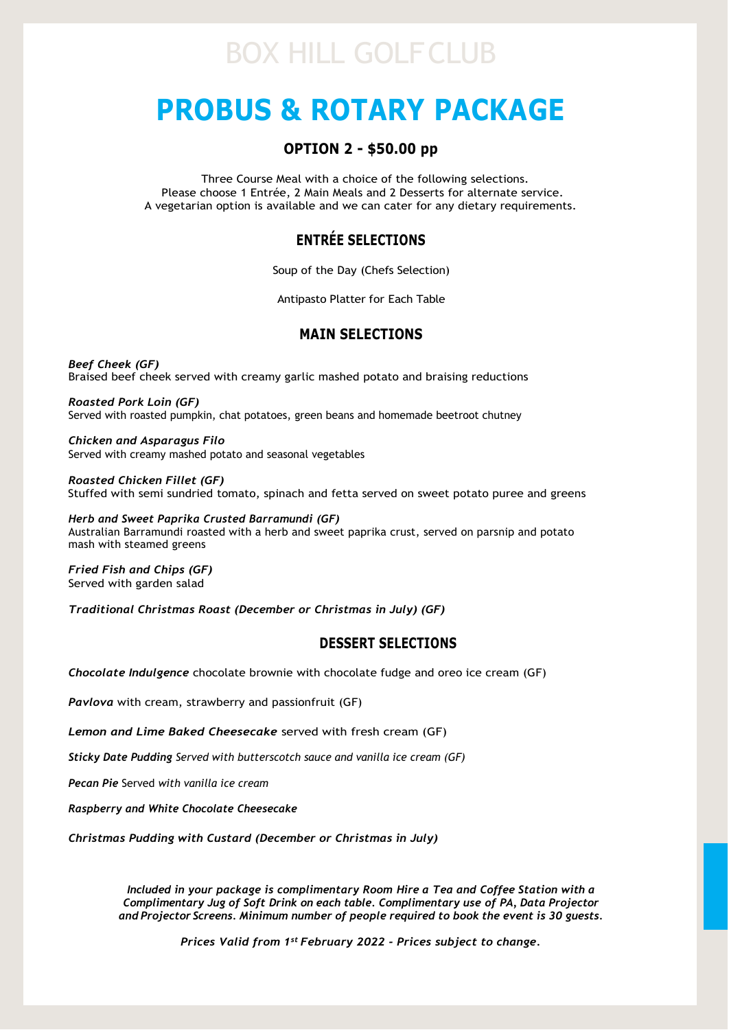BOX HILL GOLF CLUB

# PROBUS & ROTARY PACKAGE

## OPTION 2 - $50.00 pp

Three Course Meal with a choice of the following selections.
Please choose 1 Entrée, 2 Main Meals and 2 Desserts for alternate service.
A vegetarian option is available and we can cater for any dietary requirements.

### ENTRÉE SELECTIONS

Soup of the Day (Chefs Selection)

Antipasto Platter for Each Table

### MAIN SELECTIONS

***Beef Cheek (GF)***
Braised beef cheek served with creamy garlic mashed potato and braising reductions

***Roasted Pork Loin (GF)***
Served with roasted pumpkin, chat potatoes, green beans and homemade beetroot chutney

***Chicken and Asparagus Filo***
Served with creamy mashed potato and seasonal vegetables

***Roasted Chicken Fillet (GF)***
Stuffed with semi sundried tomato, spinach and fetta served on sweet potato puree and greens

***Herb and Sweet Paprika Crusted Barramundi (GF)***
Australian Barramundi roasted with a herb and sweet paprika crust, served on parsnip and potato mash with steamed greens

***Fried Fish and Chips (GF)***
Served with garden salad

***Traditional Christmas Roast (December or Christmas in July) (GF)***

### DESSERT SELECTIONS

***Chocolate Indulgence*** chocolate brownie with chocolate fudge and oreo ice cream (GF)

***Pavlova*** with cream, strawberry and passionfruit (GF)

***Lemon and Lime Baked Cheesecake*** served with fresh cream (GF)

***Sticky Date Pudding*** *Served with butterscotch sauce and vanilla ice cream (GF)*

***Pecan Pie*** Served *with vanilla ice cream*

***Raspberry and White Chocolate Cheesecake***

***Christmas Pudding with Custard (December or Christmas in July)***

***Included in your package is complimentary Room Hire a Tea and Coffee Station with a Complimentary Jug of Soft Drink on each table. Complimentary use of PA, Data Projector and Projector Screens. Minimum number of people required to book the event is 30 guests.***

***Prices Valid from 1st February 2022 - Prices subject to change.***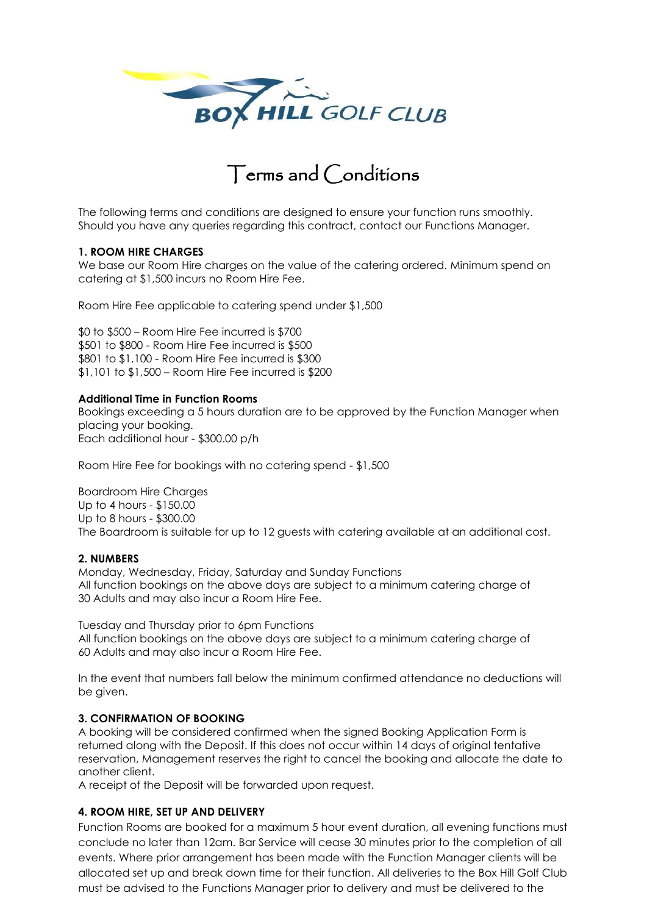BOX HILL GOLF CLUB

# Terms and Conditions

The following terms and conditions are designed to ensure your function runs smoothly. Should you have any queries regarding this contract, contact our Functions Manager.

**1. ROOM HIRE CHARGES**

We base our Room Hire charges on the value of the catering ordered. Minimum spend on catering at $1,500 incurs no Room Hire Fee.

Room Hire Fee applicable to catering spend under $1,500

$0 to $500 – Room Hire Fee incurred is $700
$501 to $800 - Room Hire Fee incurred is $500
$801 to $1,100 - Room Hire Fee incurred is $300
$1,101 to $1,500 – Room Hire Fee incurred is $200

**Additional Time in Function Rooms**

Bookings exceeding a 5 hours duration are to be approved by the Function Manager when placing your booking.
Each additional hour - $300.00 p/h

Room Hire Fee for bookings with no catering spend - $1,500

Boardroom Hire Charges
Up to 4 hours - $150.00
Up to 8 hours - $300.00
The Boardroom is suitable for up to 12 guests with catering available at an additional cost.

**2. NUMBERS**

Monday, Wednesday, Friday, Saturday and Sunday Functions
All function bookings on the above days are subject to a minimum catering charge of 30 Adults and may also incur a Room Hire Fee.

Tuesday and Thursday prior to 6pm Functions
All function bookings on the above days are subject to a minimum catering charge of 60 Adults and may also incur a Room Hire Fee.

In the event that numbers fall below the minimum confirmed attendance no deductions will be given.

**3. CONFIRMATION OF BOOKING**

A booking will be considered confirmed when the signed Booking Application Form is returned along with the Deposit. If this does not occur within 14 days of original tentative reservation, Management reserves the right to cancel the booking and allocate the date to another client.
A receipt of the Deposit will be forwarded upon request.

**4. ROOM HIRE, SET UP AND DELIVERY**

Function Rooms are booked for a maximum 5 hour event duration, all evening functions must conclude no later than 12am. Bar Service will cease 30 minutes prior to the completion of all events. Where prior arrangement has been made with the Function Manager clients will be allocated set up and break down time for their function. All deliveries to the Box Hill Golf Club must be advised to the Functions Manager prior to delivery and must be delivered to the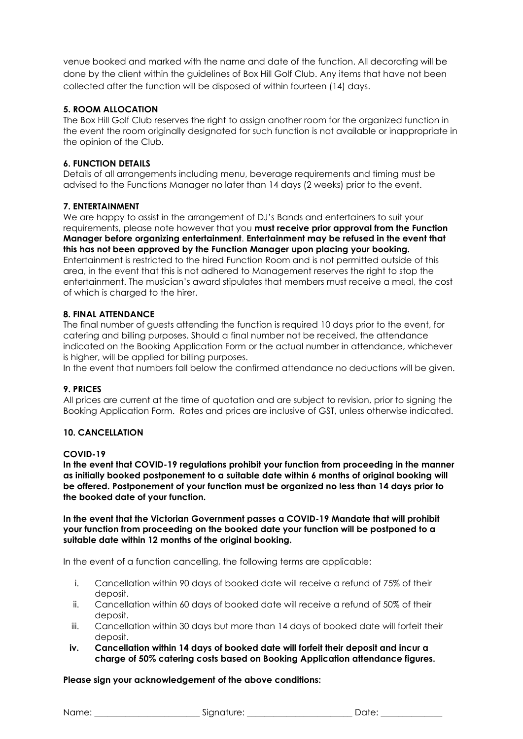venue booked and marked with the name and date of the function. All decorating will be done by the client within the guidelines of Box Hill Golf Club. Any items that have not been collected after the function will be disposed of within fourteen (14) days.

**5. ROOM ALLOCATION**

The Box Hill Golf Club reserves the right to assign another room for the organized function in the event the room originally designated for such function is not available or inappropriate in the opinion of the Club.

**6. FUNCTION DETAILS**

Details of all arrangements including menu, beverage requirements and timing must be advised to the Functions Manager no later than 14 days (2 weeks) prior to the event.

**7. ENTERTAINMENT**

We are happy to assist in the arrangement of DJ's Bands and entertainers to suit your requirements, please note however that you **must receive prior approval from the Function Manager before organizing entertainment**. **Entertainment may be refused in the event that this has not been approved by the Function Manager upon placing your booking.** Entertainment is restricted to the hired Function Room and is not permitted outside of this area, in the event that this is not adhered to Management reserves the right to stop the entertainment. The musician's award stipulates that members must receive a meal, the cost of which is charged to the hirer.

**8. FINAL ATTENDANCE**

The final number of guests attending the function is required 10 days prior to the event, for catering and billing purposes. Should a final number not be received, the attendance indicated on the Booking Application Form or the actual number in attendance, whichever is higher, will be applied for billing purposes.

In the event that numbers fall below the confirmed attendance no deductions will be given.

**9. PRICES**

All prices are current at the time of quotation and are subject to revision, prior to signing the Booking Application Form. Rates and prices are inclusive of GST, unless otherwise indicated.

**10. CANCELLATION**

**COVID-19**

**In the event that COVID-19 regulations prohibit your function from proceeding in the manner as initially booked postponement to a suitable date within 6 months of original booking will be offered. Postponement of your function must be organized no less than 14 days prior to the booked date of your function.**

**In the event that the Victorian Government passes a COVID-19 Mandate that will prohibit your function from proceeding on the booked date your function will be postponed to a suitable date within 12 months of the original booking.**

In the event of a function cancelling, the following terms are applicable:

i. Cancellation within 90 days of booked date will receive a refund of 75% of their deposit.
ii. Cancellation within 60 days of booked date will receive a refund of 50% of their deposit.
iii. Cancellation within 30 days but more than 14 days of booked date will forfeit their deposit.
**iv. Cancellation within 14 days of booked date will forfeit their deposit and incur a charge of 50% catering costs based on Booking Application attendance figures.**

**Please sign your acknowledgement of the above conditions:**

Name: ______________________ Signature: ______________________ Date: _____________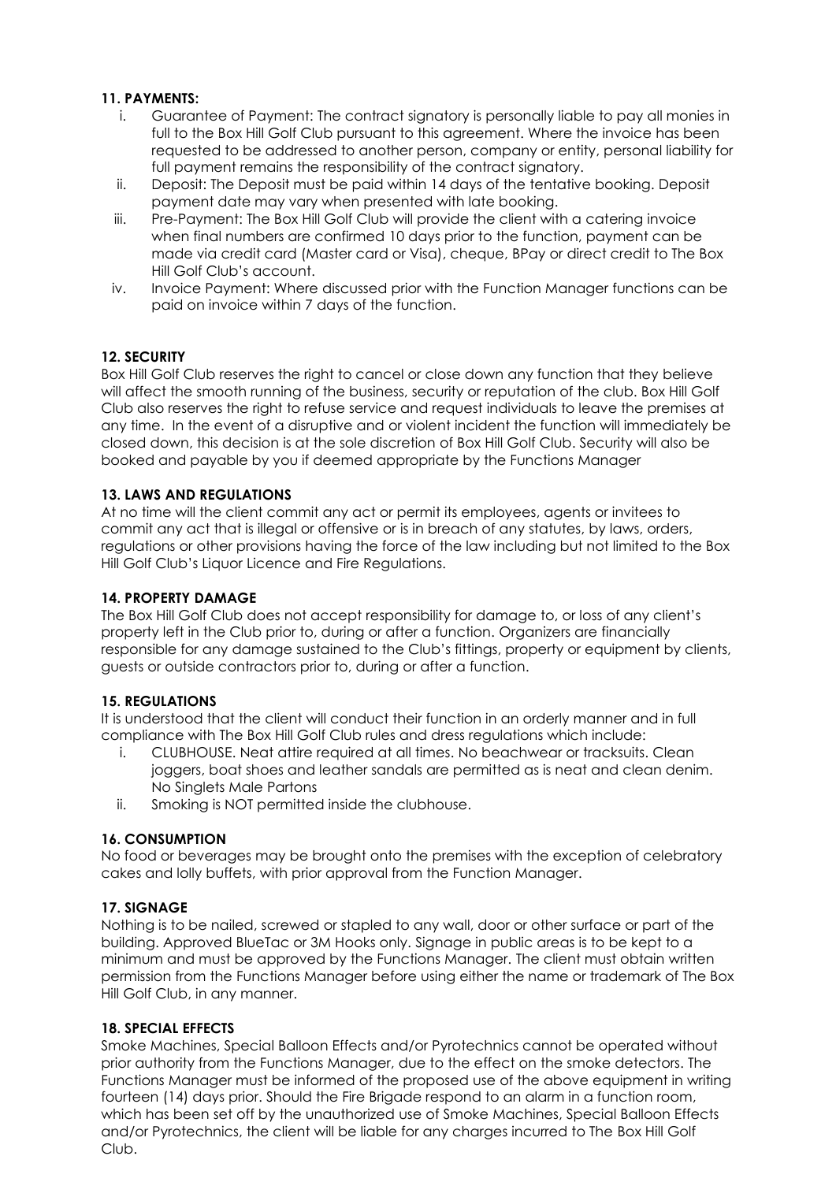**11. PAYMENTS:**

i. Guarantee of Payment: The contract signatory is personally liable to pay all monies in full to the Box Hill Golf Club pursuant to this agreement. Where the invoice has been requested to be addressed to another person, company or entity, personal liability for full payment remains the responsibility of the contract signatory.

ii. Deposit: The Deposit must be paid within 14 days of the tentative booking. Deposit payment date may vary when presented with late booking.

iii. Pre-Payment: The Box Hill Golf Club will provide the client with a catering invoice when final numbers are confirmed 10 days prior to the function, payment can be made via credit card (Master card or Visa), cheque, BPay or direct credit to The Box Hill Golf Club's account.

iv. Invoice Payment: Where discussed prior with the Function Manager functions can be paid on invoice within 7 days of the function.

**12. SECURITY**

Box Hill Golf Club reserves the right to cancel or close down any function that they believe will affect the smooth running of the business, security or reputation of the club. Box Hill Golf Club also reserves the right to refuse service and request individuals to leave the premises at any time. In the event of a disruptive and or violent incident the function will immediately be closed down, this decision is at the sole discretion of Box Hill Golf Club. Security will also be booked and payable by you if deemed appropriate by the Functions Manager

**13. LAWS AND REGULATIONS**

At no time will the client commit any act or permit its employees, agents or invitees to commit any act that is illegal or offensive or is in breach of any statutes, by laws, orders, regulations or other provisions having the force of the law including but not limited to the Box Hill Golf Club's Liquor Licence and Fire Regulations.

**14. PROPERTY DAMAGE**

The Box Hill Golf Club does not accept responsibility for damage to, or loss of any client's property left in the Club prior to, during or after a function. Organizers are financially responsible for any damage sustained to the Club's fittings, property or equipment by clients, guests or outside contractors prior to, during or after a function.

**15. REGULATIONS**

It is understood that the client will conduct their function in an orderly manner and in full compliance with The Box Hill Golf Club rules and dress regulations which include:

i. CLUBHOUSE. Neat attire required at all times. No beachwear or tracksuits. Clean joggers, boat shoes and leather sandals are permitted as is neat and clean denim. No Singlets Male Partons

ii. Smoking is NOT permitted inside the clubhouse.

**16. CONSUMPTION**

No food or beverages may be brought onto the premises with the exception of celebratory cakes and lolly buffets, with prior approval from the Function Manager.

**17. SIGNAGE**

Nothing is to be nailed, screwed or stapled to any wall, door or other surface or part of the building. Approved BlueTac or 3M Hooks only. Signage in public areas is to be kept to a minimum and must be approved by the Functions Manager. The client must obtain written permission from the Functions Manager before using either the name or trademark of The Box Hill Golf Club, in any manner.

**18. SPECIAL EFFECTS**

Smoke Machines, Special Balloon Effects and/or Pyrotechnics cannot be operated without prior authority from the Functions Manager, due to the effect on the smoke detectors. The Functions Manager must be informed of the proposed use of the above equipment in writing fourteen (14) days prior. Should the Fire Brigade respond to an alarm in a function room, which has been set off by the unauthorized use of Smoke Machines, Special Balloon Effects and/or Pyrotechnics, the client will be liable for any charges incurred to The Box Hill Golf Club.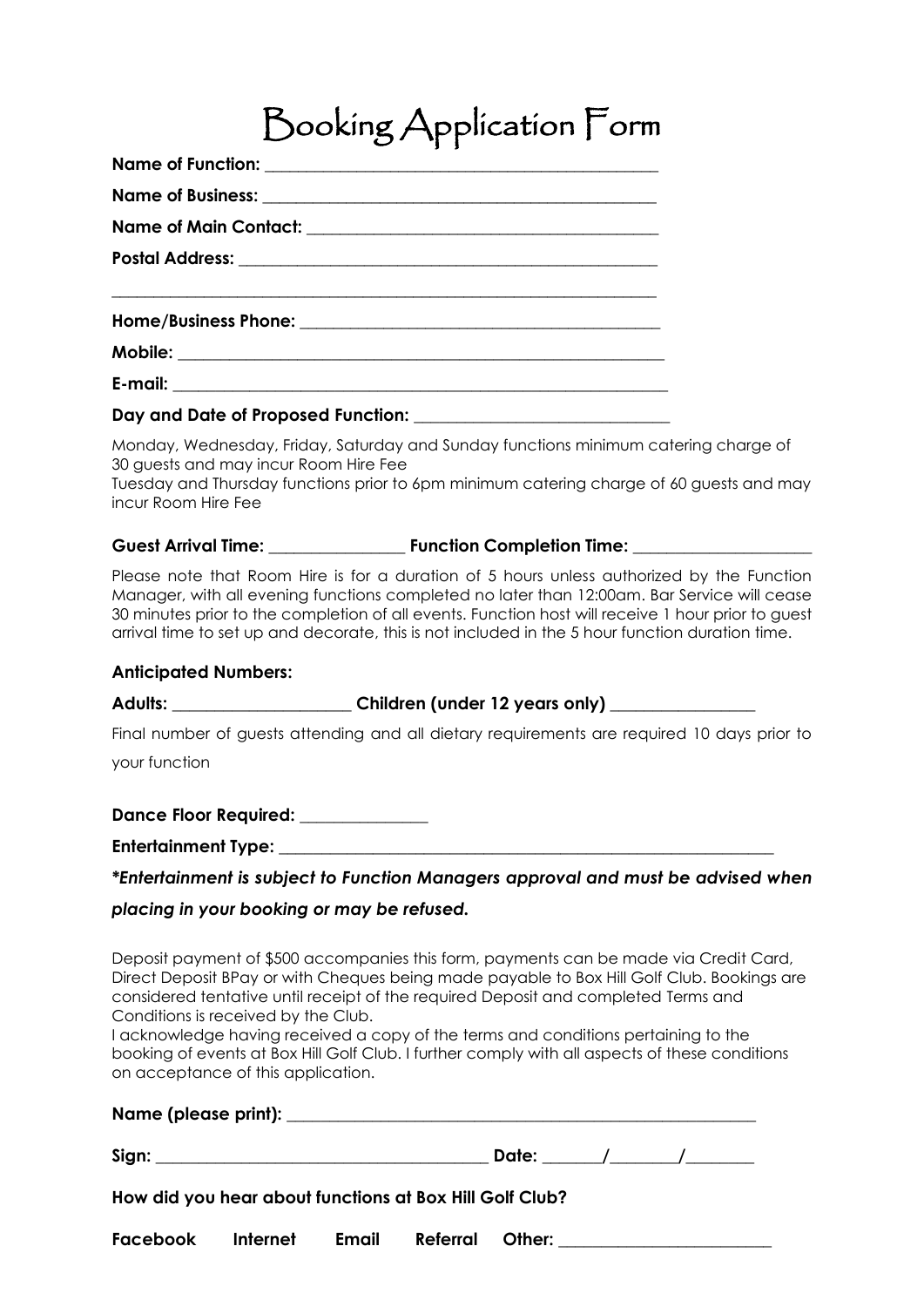# Booking Application Form

**Name of Function:** ______________________________________________

**Name of Business:** ______________________________________________

**Name of Main Contact:** ______________________________________________

**Postal Address:** ______________________________________________

______________________________________________________________

**Home/Business Phone:** ______________________________________________

**Mobile:** ______________________________________________

**E-mail:** ______________________________________________

**Day and Date of Proposed Function:** ______________________________

Monday, Wednesday, Friday, Saturday and Sunday functions minimum catering charge of 30 guests and may incur Room Hire Fee
Tuesday and Thursday functions prior to 6pm minimum catering charge of 60 guests and may incur Room Hire Fee

**Guest Arrival Time:** ________________ **Function Completion Time:** ____________________

Please note that Room Hire is for a duration of 5 hours unless authorized by the Function Manager, with all evening functions completed no later than 12:00am. Bar Service will cease 30 minutes prior to the completion of all events. Function host will receive 1 hour prior to guest arrival time to set up and decorate, this is not included in the 5 hour function duration time.

**Anticipated Numbers:**

**Adults:** ____________________ **Children (under 12 years only)** ________________

Final number of guests attending and all dietary requirements are required 10 days prior to your function

**Dance Floor Required:** ______________

**Entertainment Type:** ______________________________________________

***Entertainment is subject to Function Managers approval and must be advised when placing in your booking or may be refused.***

Deposit payment of $500 accompanies this form, payments can be made via Credit Card, Direct Deposit BPay or with Cheques being made payable to Box Hill Golf Club. Bookings are considered tentative until receipt of the required Deposit and completed Terms and Conditions is received by the Club.
I acknowledge having received a copy of the terms and conditions pertaining to the booking of events at Box Hill Golf Club. I further comply with all aspects of these conditions on acceptance of this application.

**Name (please print):** ______________________________________________

**Sign:** ______________________________________ **Date:** _______/________/________

**How did you hear about functions at Box Hill Golf Club?**

**Facebook** **Internet** **Email** **Referral** **Other:** ________________________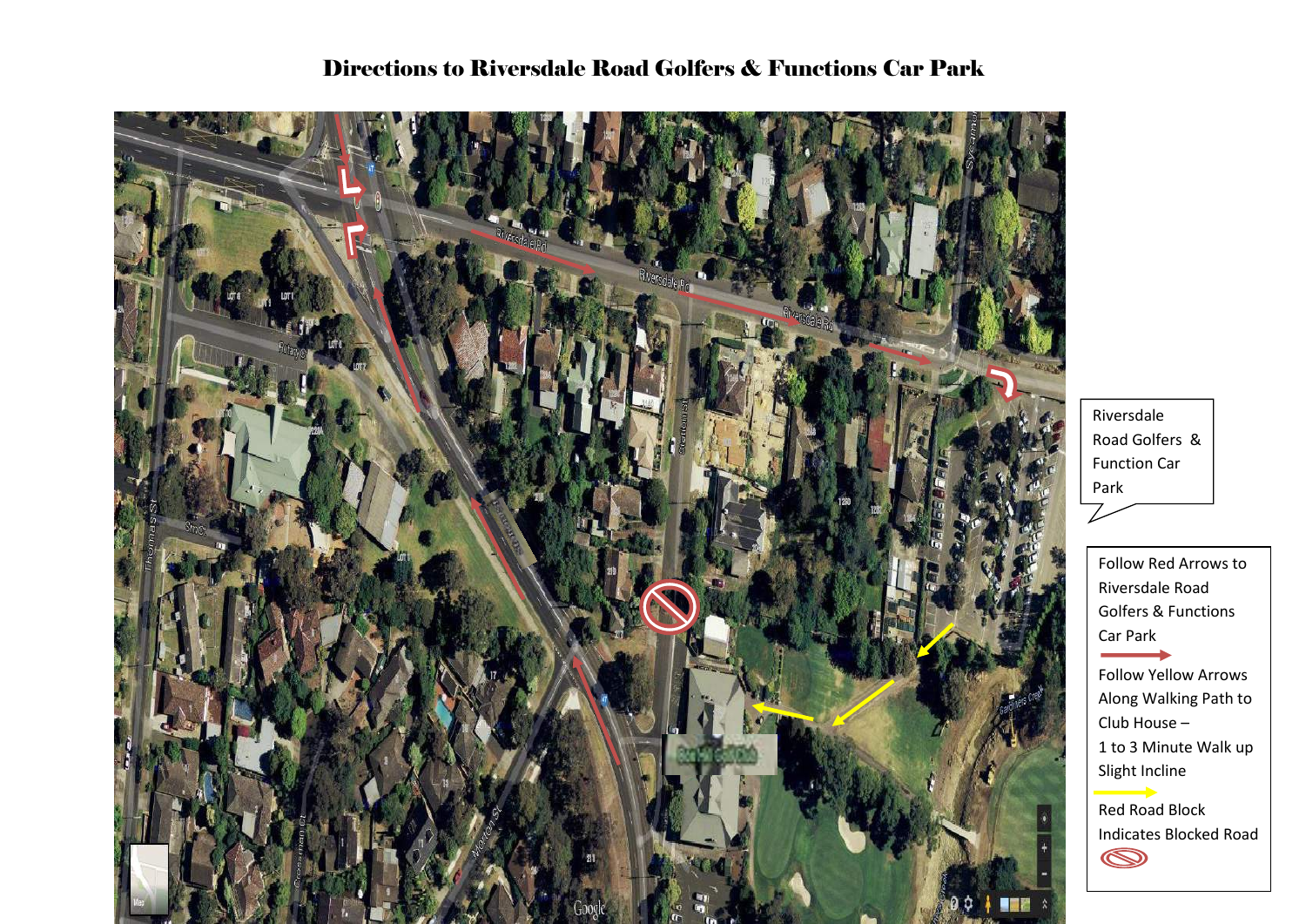# Directions to Riversdale Road Golfers & Functions Car Park

Riversdale Road Golfers & Function Car Park

Follow Red Arrows to Riversdale Road Golfers & Functions Car Park

Follow Yellow Arrows Along Walking Path to Club House – 1 to 3 Minute Walk up Slight Incline

Red Road Block Indicates Blocked Road